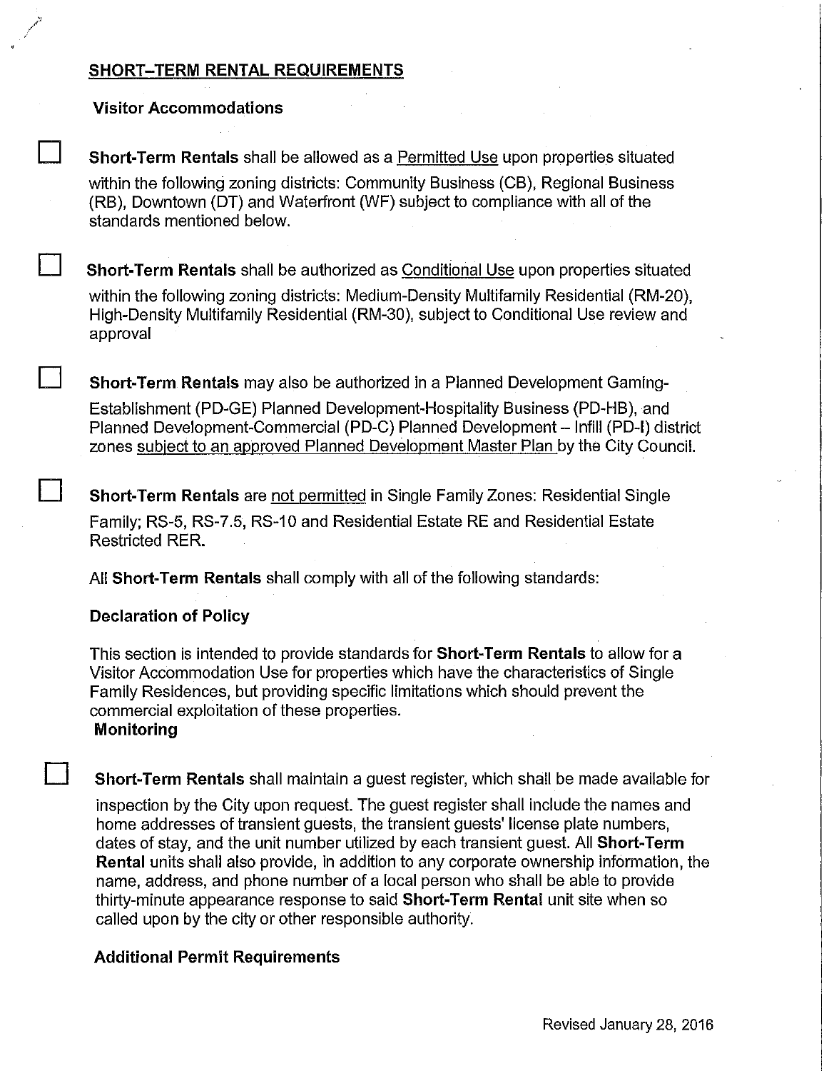## SHORT–TERM RENTAL REQUIREMENTS

### Visitor Accommodations

- [ ] **Short-Term Rentals** shall be allowed as a Permitted Use upon properties situated within the following zoning districts: Community Business (CB), Regional Business (RB), Downtown (DT) and Waterfront (WF) subject to compliance with all of the standards mentioned below.

- [ ] **Short-Term Rentals** shall be authorized as Conditional Use upon properties situated within the following zoning districts: Medium-Density Multifamily Residential (RM-20), High-Density Multifamily Residential (RM-30), subject to Conditional Use review and approval

- [ ] **Short-Term Rentals** may also be authorized in a Planned Development Gaming-Establishment (PD-GE) Planned Development-Hospitality Business (PD-HB), and Planned Development-Commercial (PD-C) Planned Development – Infill (PD-I) district zones subject to an approved Planned Development Master Plan by the City Council.

- [ ] **Short-Term Rentals** are not permitted in Single Family Zones: Residential Single Family; RS-5, RS-7.5, RS-10 and Residential Estate RE and Residential Estate Restricted RER.

All **Short-Term Rentals** shall comply with all of the following standards:

### Declaration of Policy

This section is intended to provide standards for **Short-Term Rentals** to allow for a Visitor Accommodation Use for properties which have the characteristics of Single Family Residences, but providing specific limitations which should prevent the commercial exploitation of these properties.

### Monitoring

- [ ] **Short-Term Rentals** shall maintain a guest register, which shall be made available for inspection by the City upon request. The guest register shall include the names and home addresses of transient guests, the transient guests' license plate numbers, dates of stay, and the unit number utilized by each transient guest. All **Short-Term Rental** units shall also provide, in addition to any corporate ownership information, the name, address, and phone number of a local person who shall be able to provide thirty-minute appearance response to said **Short-Term Rental** unit site when so called upon by the city or other responsible authority.

### Additional Permit Requirements

Revised January 28, 2016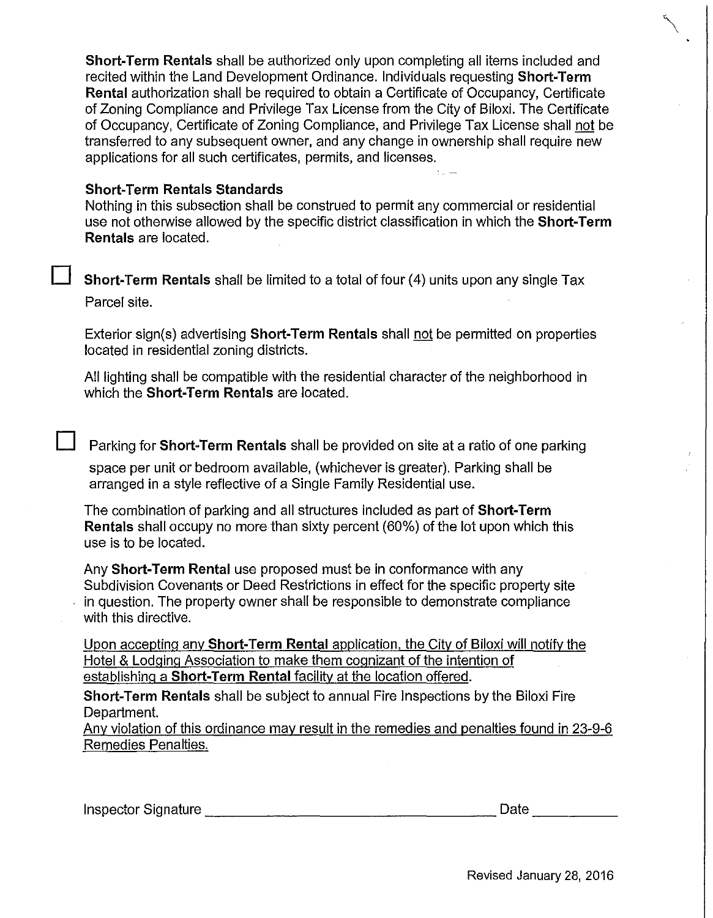**Short-Term Rentals** shall be authorized only upon completing all items included and recited within the Land Development Ordinance. Individuals requesting **Short-Term Rental** authorization shall be required to obtain a Certificate of Occupancy, Certificate of Zoning Compliance and Privilege Tax License from the City of Biloxi. The Certificate of Occupancy, Certificate of Zoning Compliance, and Privilege Tax License shall not be transferred to any subsequent owner, and any change in ownership shall require new applications for all such certificates, permits, and licenses.

**Short-Term Rentals Standards**

Nothing in this subsection shall be construed to permit any commercial or residential use not otherwise allowed by the specific district classification in which the **Short-Term Rentals** are located.

☐ **Short-Term Rentals** shall be limited to a total of four (4) units upon any single Tax Parcel site.

Exterior sign(s) advertising **Short-Term Rentals** shall not be permitted on properties located in residential zoning districts.

All lighting shall be compatible with the residential character of the neighborhood in which the **Short-Term Rentals** are located.

☐ Parking for **Short-Term Rentals** shall be provided on site at a ratio of one parking space per unit or bedroom available, (whichever is greater). Parking shall be arranged in a style reflective of a Single Family Residential use.

The combination of parking and all structures included as part of **Short-Term Rentals** shall occupy no more than sixty percent (60%) of the lot upon which this use is to be located.

Any **Short-Term Rental** use proposed must be in conformance with any Subdivision Covenants or Deed Restrictions in effect for the specific property site in question. The property owner shall be responsible to demonstrate compliance with this directive.

Upon accepting any **Short-Term Rental** application, the City of Biloxi will notify the Hotel & Lodging Association to make them cognizant of the intention of establishing a **Short-Term Rental** facility at the location offered.

**Short-Term Rentals** shall be subject to annual Fire Inspections by the Biloxi Fire Department.

Any violation of this ordinance may result in the remedies and penalties found in 23-9-6 Remedies Penalties.

Inspector Signature ______________________________ Date __________

Revised January 28, 2016